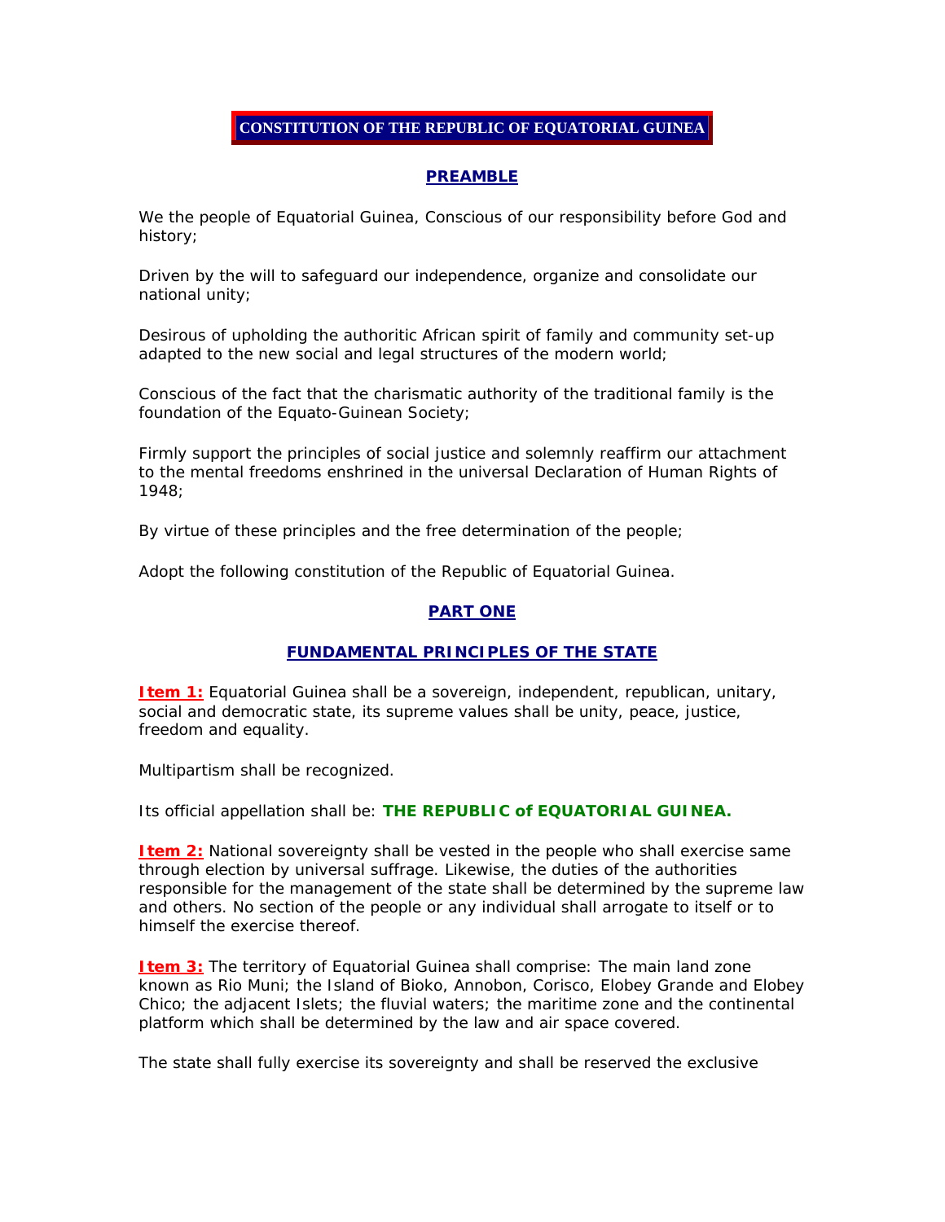# CONSTITUTION OF THE REPUBLIC OF EQUATORIAL GUINEA

## PREAMBLE

We the people of Equatorial Guinea, Conscious of our responsibility before God and history;

Driven by the will to safeguard our independence, organize and consolidate our national unity;

Desirous of upholding the authoritic African spirit of family and community set-up adapted to the new social and legal structures of the modern world;

Conscious of the fact that the charismatic authority of the traditional family is the foundation of the Equato-Guinean Society;

Firmly support the principles of social justice and solemnly reaffirm our attachment to the mental freedoms enshrined in the universal Declaration of Human Rights of 1948;

By virtue of these principles and the free determination of the people;

Adopt the following constitution of the Republic of Equatorial Guinea.

## PART ONE

## FUNDAMENTAL PRINCIPLES OF THE STATE

**Item 1:** Equatorial Guinea shall be a sovereign, independent, republican, unitary, social and democratic state, its supreme values shall be unity, peace, justice, freedom and equality.

Multipartism shall be recognized.

Its official appellation shall be: **THE REPUBLIC of EQUATORIAL GUINEA.**

**Item 2:** National sovereignty shall be vested in the people who shall exercise same through election by universal suffrage. Likewise, the duties of the authorities responsible for the management of the state shall be determined by the supreme law and others. No section of the people or any individual shall arrogate to itself or to himself the exercise thereof.

**Item 3:** The territory of Equatorial Guinea shall comprise: The main land zone known as Rio Muni; the Island of Bioko, Annobon, Corisco, Elobey Grande and Elobey Chico; the adjacent Islets; the fluvial waters; the maritime zone and the continental platform which shall be determined by the law and air space covered.

The state shall fully exercise its sovereignty and shall be reserved the exclusive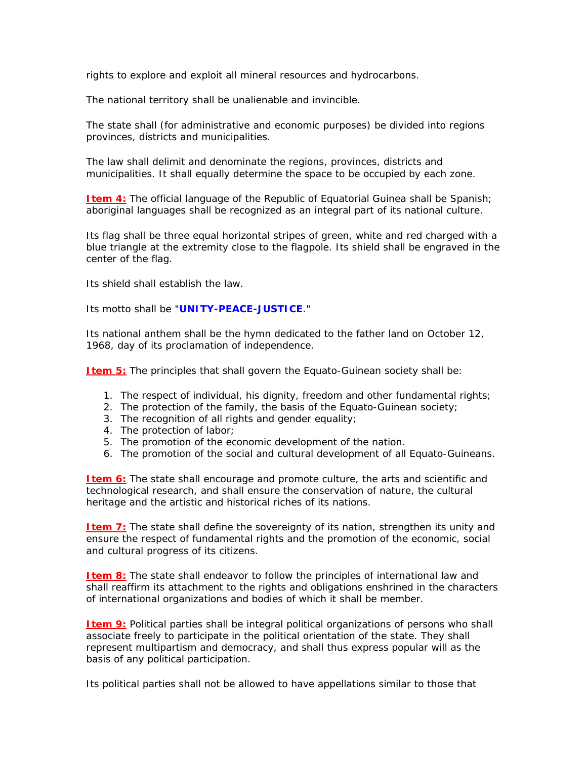rights to explore and exploit all mineral resources and hydrocarbons.

The national territory shall be unalienable and invincible.

The state shall (for administrative and economic purposes) be divided into regions provinces, districts and municipalities.

The law shall delimit and denominate the regions, provinces, districts and municipalities. It shall equally determine the space to be occupied by each zone.

**Item 4:** The official language of the Republic of Equatorial Guinea shall be Spanish; aboriginal languages shall be recognized as an integral part of its national culture.

Its flag shall be three equal horizontal stripes of green, white and red charged with a blue triangle at the extremity close to the flagpole. Its shield shall be engraved in the center of the flag.

Its shield shall establish the law.

Its motto shall be "**UNITY-PEACE-JUSTICE**."

Its national anthem shall be the hymn dedicated to the father land on October 12, 1968, day of its proclamation of independence.

**Item 5:** The principles that shall govern the Equato-Guinean society shall be:

1. The respect of individual, his dignity, freedom and other fundamental rights;
2. The protection of the family, the basis of the Equato-Guinean society;
3. The recognition of all rights and gender equality;
4. The protection of labor;
5. The promotion of the economic development of the nation.
6. The promotion of the social and cultural development of all Equato-Guineans.

**Item 6:** The state shall encourage and promote culture, the arts and scientific and technological research, and shall ensure the conservation of nature, the cultural heritage and the artistic and historical riches of its nations.

**Item 7:** The state shall define the sovereignty of its nation, strengthen its unity and ensure the respect of fundamental rights and the promotion of the economic, social and cultural progress of its citizens.

**Item 8:** The state shall endeavor to follow the principles of international law and shall reaffirm its attachment to the rights and obligations enshrined in the characters of international organizations and bodies of which it shall be member.

**Item 9:** Political parties shall be integral political organizations of persons who shall associate freely to participate in the political orientation of the state. They shall represent multipartism and democracy, and shall thus express popular will as the basis of any political participation.

Its political parties shall not be allowed to have appellations similar to those that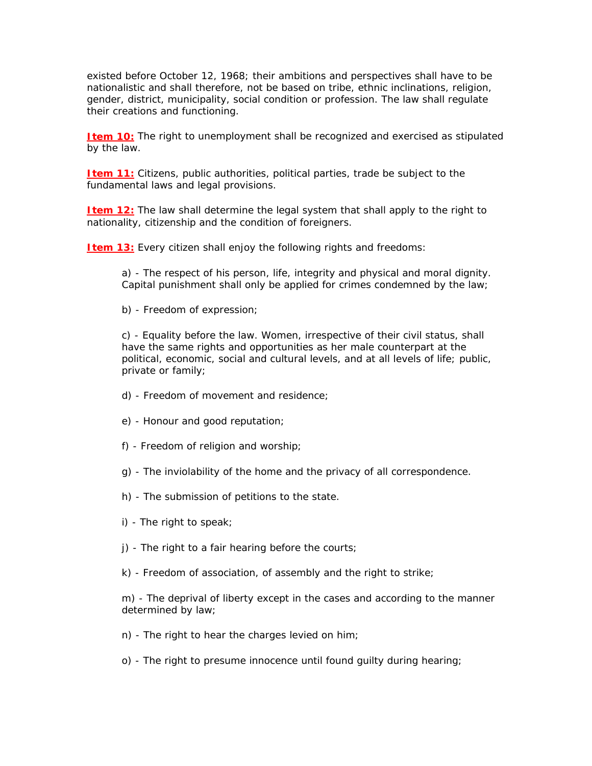existed before October 12, 1968; their ambitions and perspectives shall have to be nationalistic and shall therefore, not be based on tribe, ethnic inclinations, religion, gender, district, municipality, social condition or profession. The law shall regulate their creations and functioning.

**Item 10:** The right to unemployment shall be recognized and exercised as stipulated by the law.

**Item 11:** Citizens, public authorities, political parties, trade be subject to the fundamental laws and legal provisions.

**Item 12:** The law shall determine the legal system that shall apply to the right to nationality, citizenship and the condition of foreigners.

**Item 13:** Every citizen shall enjoy the following rights and freedoms:

a) - The respect of his person, life, integrity and physical and moral dignity. Capital punishment shall only be applied for crimes condemned by the law;

b) - Freedom of expression;

c) - Equality before the law. Women, irrespective of their civil status, shall have the same rights and opportunities as her male counterpart at the political, economic, social and cultural levels, and at all levels of life; public, private or family;

d) - Freedom of movement and residence;

e) - Honour and good reputation;

f) - Freedom of religion and worship;

g) - The inviolability of the home and the privacy of all correspondence.

h) - The submission of petitions to the state.

i) - The right to speak;

j) - The right to a fair hearing before the courts;

k) - Freedom of association, of assembly and the right to strike;

m) - The deprival of liberty except in the cases and according to the manner determined by law;

n) - The right to hear the charges levied on him;

o) - The right to presume innocence until found guilty during hearing;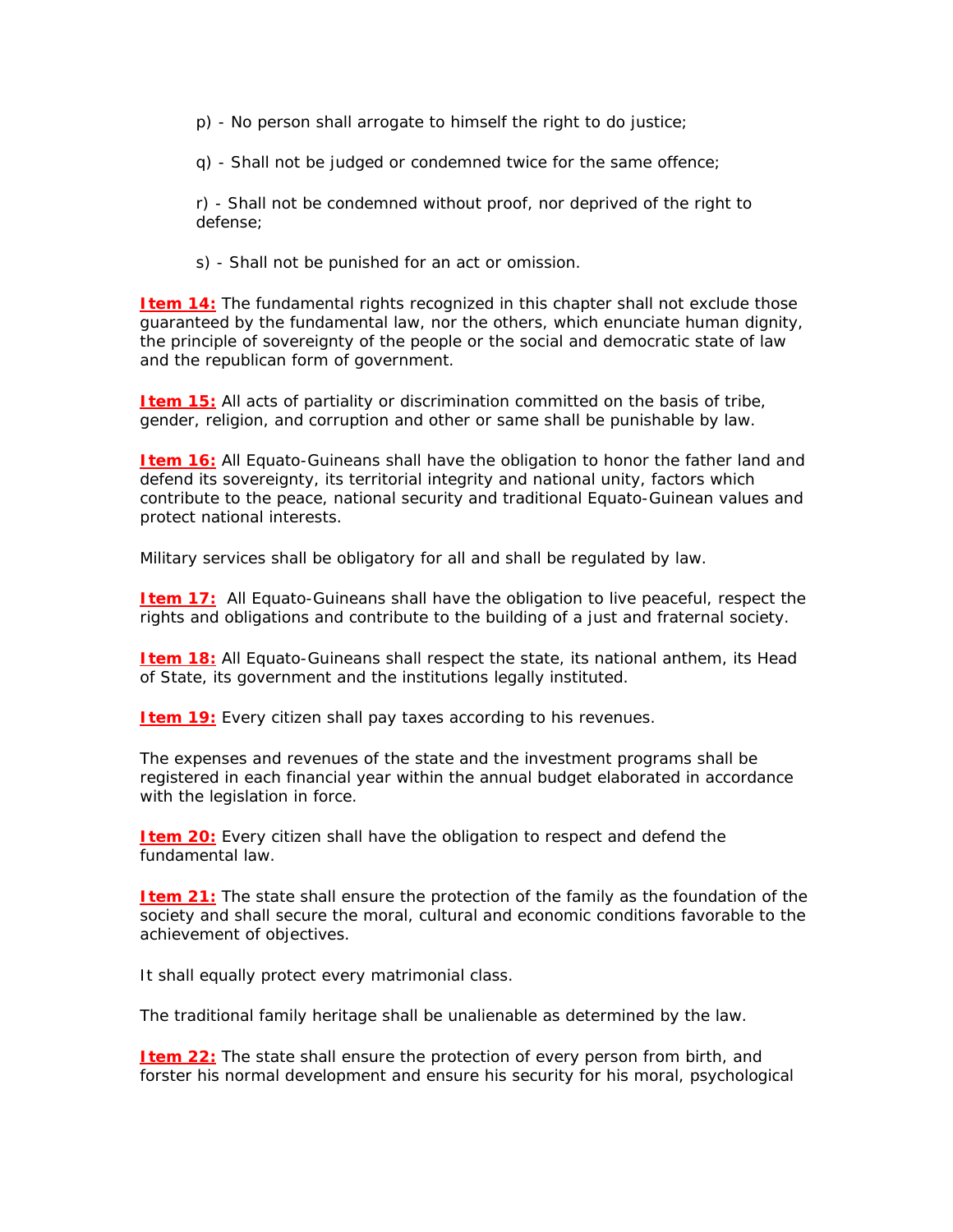p) - No person shall arrogate to himself the right to do justice;

q) - Shall not be judged or condemned twice for the same offence;

r) - Shall not be condemned without proof, nor deprived of the right to defense;

s) - Shall not be punished for an act or omission.

**Item 14:** The fundamental rights recognized in this chapter shall not exclude those guaranteed by the fundamental law, nor the others, which enunciate human dignity, the principle of sovereignty of the people or the social and democratic state of law and the republican form of government.

**Item 15:** All acts of partiality or discrimination committed on the basis of tribe, gender, religion, and corruption and other or same shall be punishable by law.

**Item 16:** All Equato-Guineans shall have the obligation to honor the father land and defend its sovereignty, its territorial integrity and national unity, factors which contribute to the peace, national security and traditional Equato-Guinean values and protect national interests.

Military services shall be obligatory for all and shall be regulated by law.

**Item 17:** All Equato-Guineans shall have the obligation to live peaceful, respect the rights and obligations and contribute to the building of a just and fraternal society.

**Item 18:** All Equato-Guineans shall respect the state, its national anthem, its Head of State, its government and the institutions legally instituted.

**Item 19:** Every citizen shall pay taxes according to his revenues.

The expenses and revenues of the state and the investment programs shall be registered in each financial year within the annual budget elaborated in accordance with the legislation in force.

**Item 20:** Every citizen shall have the obligation to respect and defend the fundamental law.

**Item 21:** The state shall ensure the protection of the family as the foundation of the society and shall secure the moral, cultural and economic conditions favorable to the achievement of objectives.

It shall equally protect every matrimonial class.

The traditional family heritage shall be unalienable as determined by the law.

**Item 22:** The state shall ensure the protection of every person from birth, and forster his normal development and ensure his security for his moral, psychological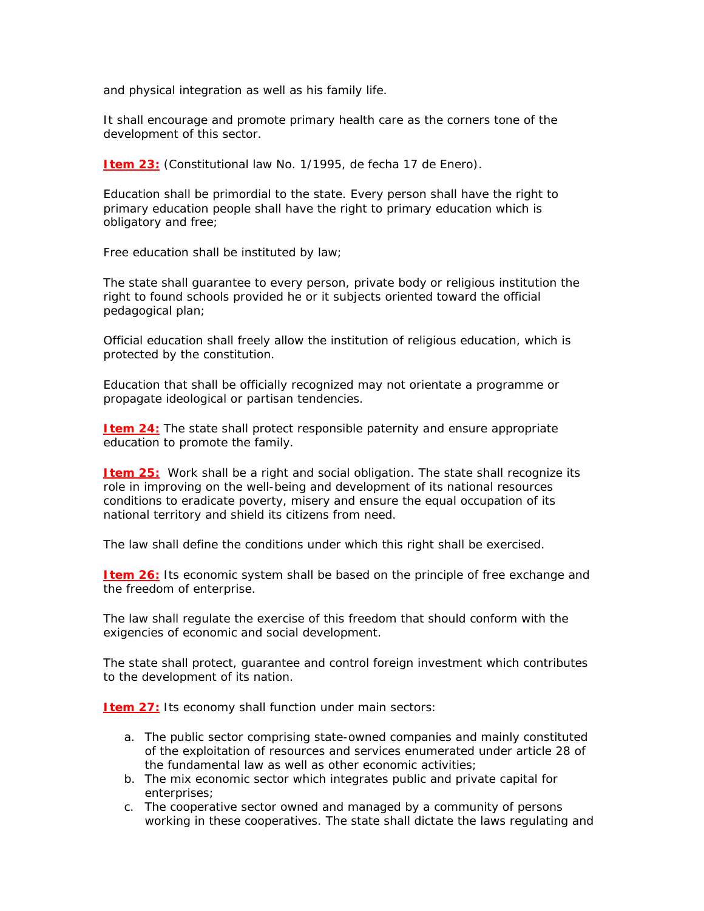and physical integration as well as his family life.

It shall encourage and promote primary health care as the corners tone of the development of this sector.

**Item 23:** (Constitutional law No. 1/1995, de fecha 17 de Enero).

Education shall be primordial to the state. Every person shall have the right to primary education people shall have the right to primary education which is obligatory and free;

Free education shall be instituted by law;

The state shall guarantee to every person, private body or religious institution the right to found schools provided he or it subjects oriented toward the official pedagogical plan;

Official education shall freely allow the institution of religious education, which is protected by the constitution.

Education that shall be officially recognized may not orientate a programme or propagate ideological or partisan tendencies.

**Item 24:** The state shall protect responsible paternity and ensure appropriate education to promote the family.

**Item 25:** Work shall be a right and social obligation. The state shall recognize its role in improving on the well-being and development of its national resources conditions to eradicate poverty, misery and ensure the equal occupation of its national territory and shield its citizens from need.

The law shall define the conditions under which this right shall be exercised.

**Item 26:** Its economic system shall be based on the principle of free exchange and the freedom of enterprise.

The law shall regulate the exercise of this freedom that should conform with the exigencies of economic and social development.

The state shall protect, guarantee and control foreign investment which contributes to the development of its nation.

**Item 27:** Its economy shall function under main sectors:

a. The public sector comprising state-owned companies and mainly constituted of the exploitation of resources and services enumerated under article 28 of the fundamental law as well as other economic activities;
b. The mix economic sector which integrates public and private capital for enterprises;
c. The cooperative sector owned and managed by a community of persons working in these cooperatives. The state shall dictate the laws regulating and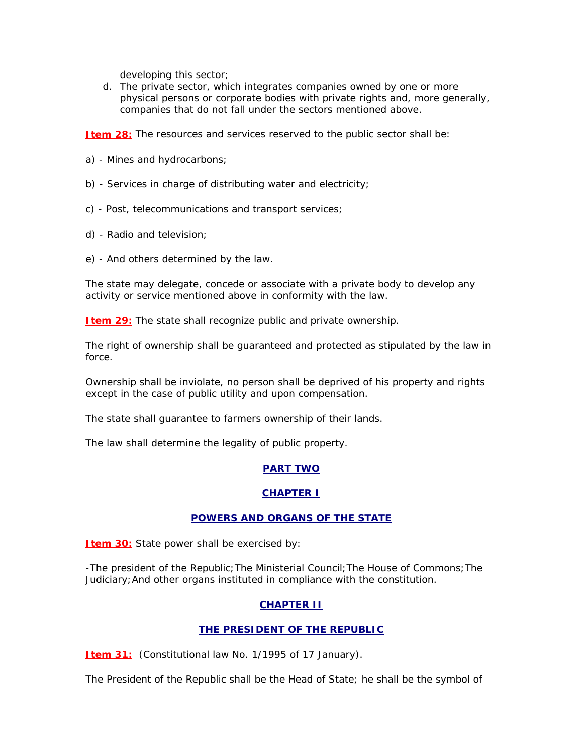developing this sector;

d. The private sector, which integrates companies owned by one or more physical persons or corporate bodies with private rights and, more generally, companies that do not fall under the sectors mentioned above.

**Item 28:** The resources and services reserved to the public sector shall be:

a) - Mines and hydrocarbons;

b) - Services in charge of distributing water and electricity;

c) - Post, telecommunications and transport services;

d) - Radio and television;

e) - And others determined by the law.

The state may delegate, concede or associate with a private body to develop any activity or service mentioned above in conformity with the law.

**Item 29:** The state shall recognize public and private ownership.

The right of ownership shall be guaranteed and protected as stipulated by the law in force.

Ownership shall be inviolate, no person shall be deprived of his property and rights except in the case of public utility and upon compensation.

The state shall guarantee to farmers ownership of their lands.

The law shall determine the legality of public property.

## PART TWO

## CHAPTER I

## POWERS AND ORGANS OF THE STATE

**Item 30:** State power shall be exercised by:

-The president of the Republic;The Ministerial Council;The House of Commons;The Judiciary;And other organs instituted in compliance with the constitution.

## CHAPTER II

## THE PRESIDENT OF THE REPUBLIC

**Item 31:** (Constitutional law No. 1/1995 of 17 January).

The President of the Republic shall be the Head of State; he shall be the symbol of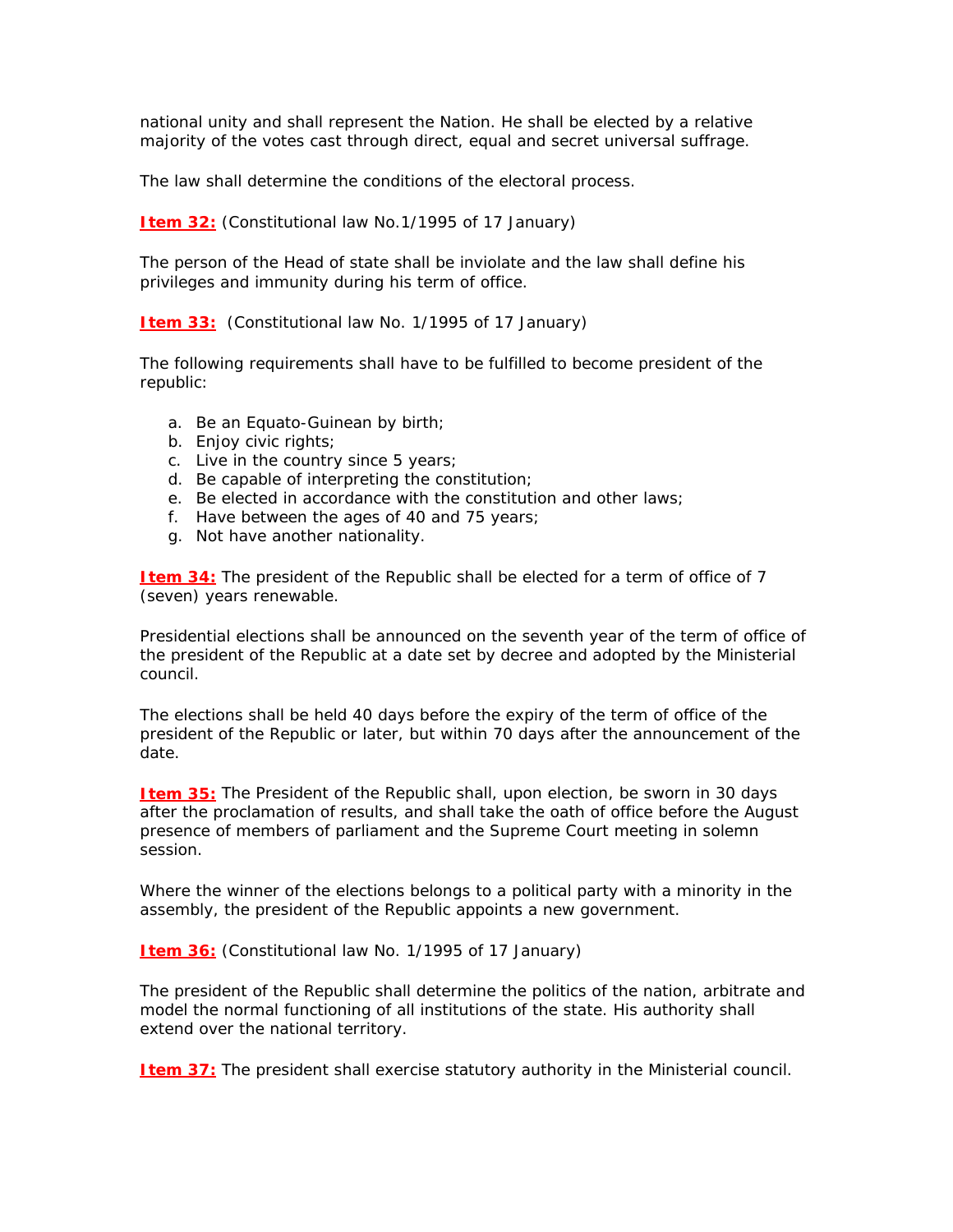national unity and shall represent the Nation. He shall be elected by a relative majority of the votes cast through direct, equal and secret universal suffrage.

The law shall determine the conditions of the electoral process.

**Item 32:** (Constitutional law No.1/1995 of 17 January)

The person of the Head of state shall be inviolate and the law shall define his privileges and immunity during his term of office.

**Item 33:** (Constitutional law No. 1/1995 of 17 January)

The following requirements shall have to be fulfilled to become president of the republic:

a. Be an Equato-Guinean by birth;
b. Enjoy civic rights;
c. Live in the country since 5 years;
d. Be capable of interpreting the constitution;
e. Be elected in accordance with the constitution and other laws;
f. Have between the ages of 40 and 75 years;
g. Not have another nationality.

**Item 34:** The president of the Republic shall be elected for a term of office of 7 (seven) years renewable.

Presidential elections shall be announced on the seventh year of the term of office of the president of the Republic at a date set by decree and adopted by the Ministerial council.

The elections shall be held 40 days before the expiry of the term of office of the president of the Republic or later, but within 70 days after the announcement of the date.

**Item 35:** The President of the Republic shall, upon election, be sworn in 30 days after the proclamation of results, and shall take the oath of office before the August presence of members of parliament and the Supreme Court meeting in solemn session.

Where the winner of the elections belongs to a political party with a minority in the assembly, the president of the Republic appoints a new government.

**Item 36:** (Constitutional law No. 1/1995 of 17 January)

The president of the Republic shall determine the politics of the nation, arbitrate and model the normal functioning of all institutions of the state. His authority shall extend over the national territory.

**Item 37:** The president shall exercise statutory authority in the Ministerial council.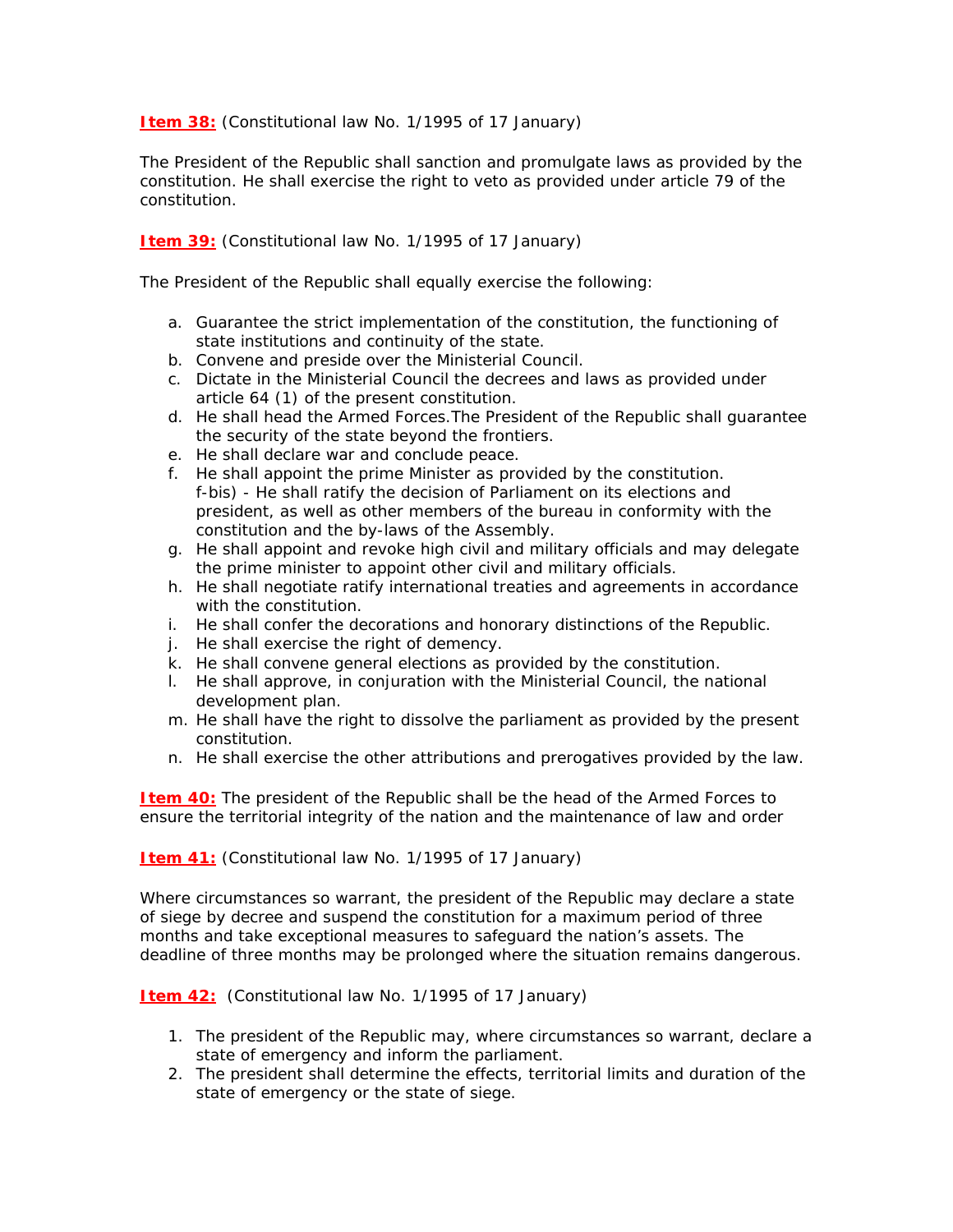**Item 38:** (Constitutional law No. 1/1995 of 17 January)

The President of the Republic shall sanction and promulgate laws as provided by the constitution. He shall exercise the right to veto as provided under article 79 of the constitution.

**Item 39:** (Constitutional law No. 1/1995 of 17 January)

The President of the Republic shall equally exercise the following:

a. Guarantee the strict implementation of the constitution, the functioning of state institutions and continuity of the state.
b. Convene and preside over the Ministerial Council.
c. Dictate in the Ministerial Council the decrees and laws as provided under article 64 (1) of the present constitution.
d. He shall head the Armed Forces.The President of the Republic shall guarantee the security of the state beyond the frontiers.
e. He shall declare war and conclude peace.
f. He shall appoint the prime Minister as provided by the constitution.
   f-bis) - He shall ratify the decision of Parliament on its elections and president, as well as other members of the bureau in conformity with the constitution and the by-laws of the Assembly.
g. He shall appoint and revoke high civil and military officials and may delegate the prime minister to appoint other civil and military officials.
h. He shall negotiate ratify international treaties and agreements in accordance with the constitution.
i. He shall confer the decorations and honorary distinctions of the Republic.
j. He shall exercise the right of demency.
k. He shall convene general elections as provided by the constitution.
l. He shall approve, in conjuration with the Ministerial Council, the national development plan.
m. He shall have the right to dissolve the parliament as provided by the present constitution.
n. He shall exercise the other attributions and prerogatives provided by the law.

**Item 40:** The president of the Republic shall be the head of the Armed Forces to ensure the territorial integrity of the nation and the maintenance of law and order

**Item 41:** (Constitutional law No. 1/1995 of 17 January)

Where circumstances so warrant, the president of the Republic may declare a state of siege by decree and suspend the constitution for a maximum period of three months and take exceptional measures to safeguard the nation's assets. The deadline of three months may be prolonged where the situation remains dangerous.

**Item 42:** (Constitutional law No. 1/1995 of 17 January)

1. The president of the Republic may, where circumstances so warrant, declare a state of emergency and inform the parliament.
2. The president shall determine the effects, territorial limits and duration of the state of emergency or the state of siege.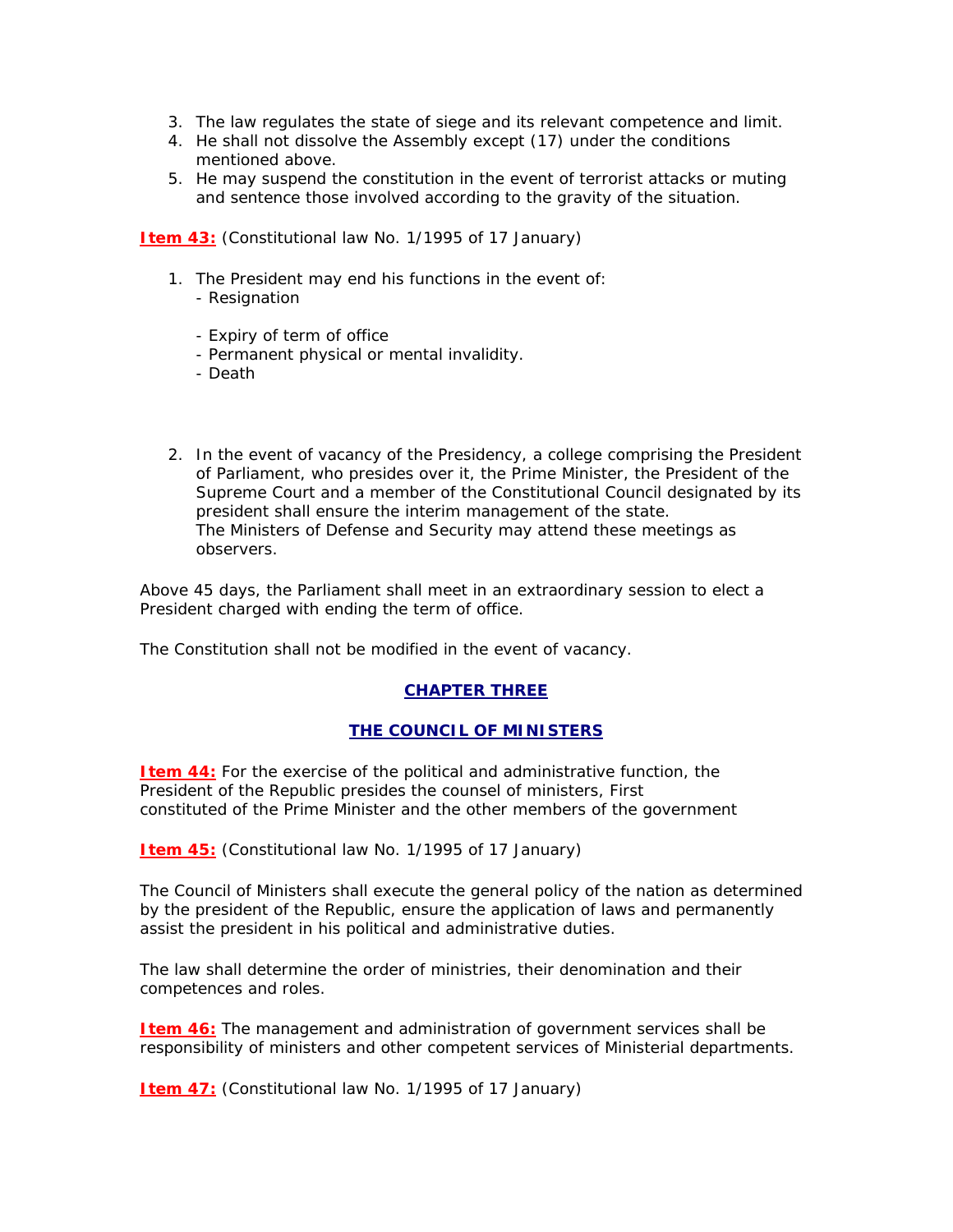3. The law regulates the state of siege and its relevant competence and limit.
4. He shall not dissolve the Assembly except (17) under the conditions mentioned above.
5. He may suspend the constitution in the event of terrorist attacks or muting and sentence those involved according to the gravity of the situation.

**Item 43:** (Constitutional law No. 1/1995 of 17 January)

1. The President may end his functions in the event of:
   - Resignation
   - Expiry of term of office
   - Permanent physical or mental invalidity.
   - Death

2. In the event of vacancy of the Presidency, a college comprising the President of Parliament, who presides over it, the Prime Minister, the President of the Supreme Court and a member of the Constitutional Council designated by its president shall ensure the interim management of the state.
   The Ministers of Defense and Security may attend these meetings as observers.

Above 45 days, the Parliament shall meet in an extraordinary session to elect a President charged with ending the term of office.

The Constitution shall not be modified in the event of vacancy.

## CHAPTER THREE

## THE COUNCIL OF MINISTERS

**Item 44:** For the exercise of the political and administrative function, the President of the Republic presides the counsel of ministers, First constituted of the Prime Minister and the other members of the government

**Item 45:** (Constitutional law No. 1/1995 of 17 January)

The Council of Ministers shall execute the general policy of the nation as determined by the president of the Republic, ensure the application of laws and permanently assist the president in his political and administrative duties.

The law shall determine the order of ministries, their denomination and their competences and roles.

**Item 46:** The management and administration of government services shall be responsibility of ministers and other competent services of Ministerial departments.

**Item 47:** (Constitutional law No. 1/1995 of 17 January)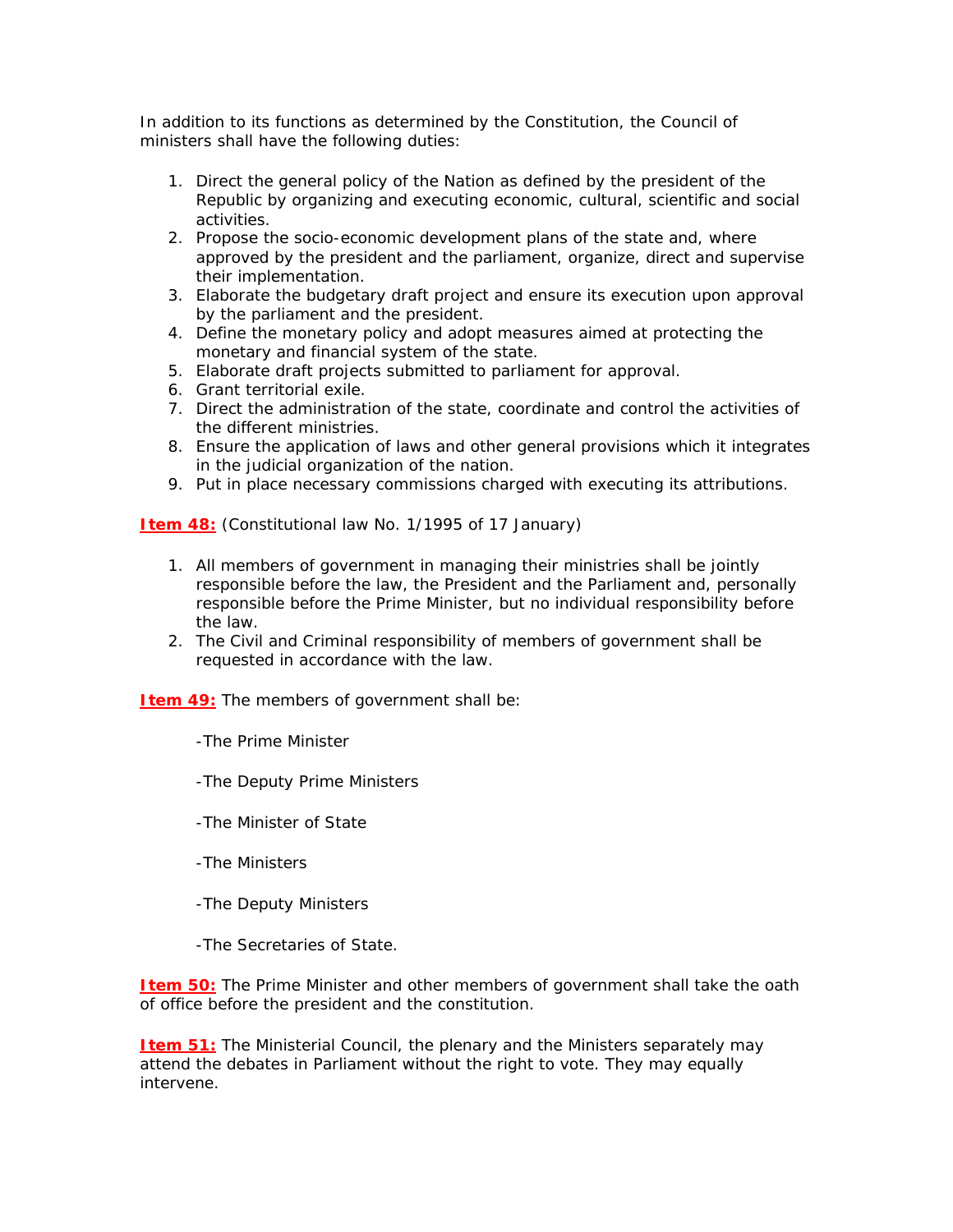In addition to its functions as determined by the Constitution, the Council of ministers shall have the following duties:

1. Direct the general policy of the Nation as defined by the president of the Republic by organizing and executing economic, cultural, scientific and social activities.
2. Propose the socio-economic development plans of the state and, where approved by the president and the parliament, organize, direct and supervise their implementation.
3. Elaborate the budgetary draft project and ensure its execution upon approval by the parliament and the president.
4. Define the monetary policy and adopt measures aimed at protecting the monetary and financial system of the state.
5. Elaborate draft projects submitted to parliament for approval.
6. Grant territorial exile.
7. Direct the administration of the state, coordinate and control the activities of the different ministries.
8. Ensure the application of laws and other general provisions which it integrates in the judicial organization of the nation.
9. Put in place necessary commissions charged with executing its attributions.

**Item 48:** (Constitutional law No. 1/1995 of 17 January)

1. All members of government in managing their ministries shall be jointly responsible before the law, the President and the Parliament and, personally responsible before the Prime Minister, but no individual responsibility before the law.
2. The Civil and Criminal responsibility of members of government shall be requested in accordance with the law.

**Item 49:** The members of government shall be:

-The Prime Minister

-The Deputy Prime Ministers

-The Minister of State

-The Ministers

-The Deputy Ministers

-The Secretaries of State.

**Item 50:** The Prime Minister and other members of government shall take the oath of office before the president and the constitution.

**Item 51:** The Ministerial Council, the plenary and the Ministers separately may attend the debates in Parliament without the right to vote. They may equally intervene.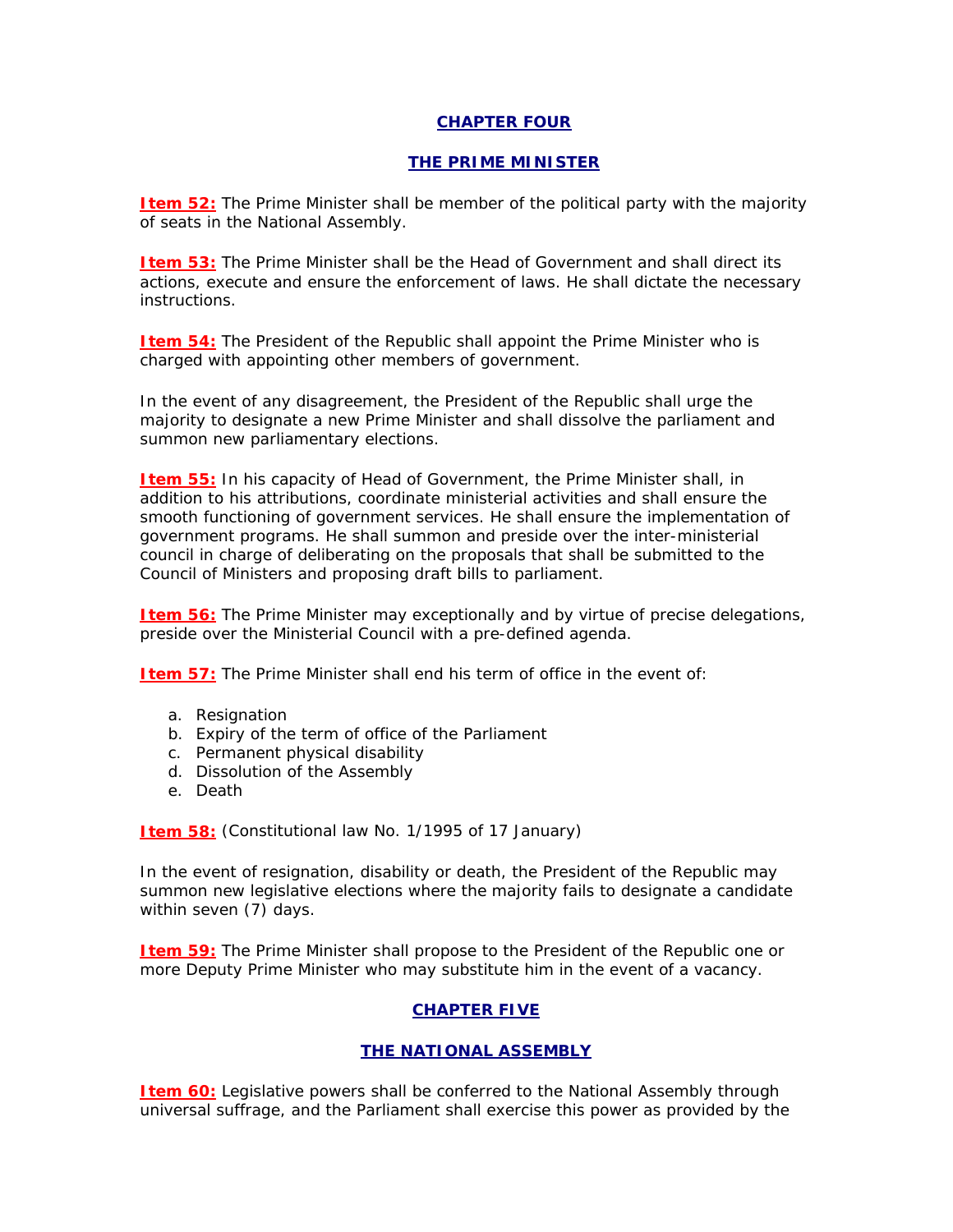## CHAPTER FOUR

## THE PRIME MINISTER

**Item 52:** The Prime Minister shall be member of the political party with the majority of seats in the National Assembly.

**Item 53:** The Prime Minister shall be the Head of Government and shall direct its actions, execute and ensure the enforcement of laws. He shall dictate the necessary instructions.

**Item 54:** The President of the Republic shall appoint the Prime Minister who is charged with appointing other members of government.

In the event of any disagreement, the President of the Republic shall urge the majority to designate a new Prime Minister and shall dissolve the parliament and summon new parliamentary elections.

**Item 55:** In his capacity of Head of Government, the Prime Minister shall, in addition to his attributions, coordinate ministerial activities and shall ensure the smooth functioning of government services. He shall ensure the implementation of government programs. He shall summon and preside over the inter-ministerial council in charge of deliberating on the proposals that shall be submitted to the Council of Ministers and proposing draft bills to parliament.

**Item 56:** The Prime Minister may exceptionally and by virtue of precise delegations, preside over the Ministerial Council with a pre-defined agenda.

**Item 57:** The Prime Minister shall end his term of office in the event of:

a. Resignation
b. Expiry of the term of office of the Parliament
c. Permanent physical disability
d. Dissolution of the Assembly
e. Death

**Item 58:** (Constitutional law No. 1/1995 of 17 January)

In the event of resignation, disability or death, the President of the Republic may summon new legislative elections where the majority fails to designate a candidate within seven (7) days.

**Item 59:** The Prime Minister shall propose to the President of the Republic one or more Deputy Prime Minister who may substitute him in the event of a vacancy.

## CHAPTER FIVE

## THE NATIONAL ASSEMBLY

**Item 60:** Legislative powers shall be conferred to the National Assembly through universal suffrage, and the Parliament shall exercise this power as provided by the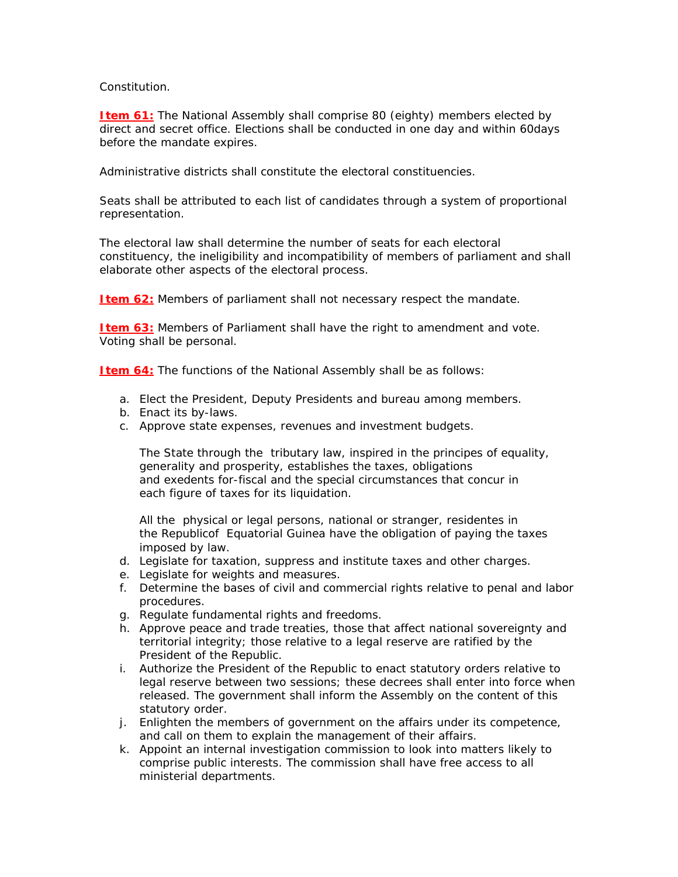Constitution.

**Item 61:** The National Assembly shall comprise 80 (eighty) members elected by direct and secret office. Elections shall be conducted in one day and within 60days before the mandate expires.

Administrative districts shall constitute the electoral constituencies.

Seats shall be attributed to each list of candidates through a system of proportional representation.

The electoral law shall determine the number of seats for each electoral constituency, the ineligibility and incompatibility of members of parliament and shall elaborate other aspects of the electoral process.

**Item 62:** Members of parliament shall not necessary respect the mandate.

**Item 63:** Members of Parliament shall have the right to amendment and vote. Voting shall be personal.

**Item 64:** The functions of the National Assembly shall be as follows:

a. Elect the President, Deputy Presidents and bureau among members.
b. Enact its by-laws.
c. Approve state expenses, revenues and investment budgets.

   The State through the tributary law, inspired in the principes of equality, generality and prosperity, establishes the taxes, obligations and exedents for-fiscal and the special circumstances that concur in each figure of taxes for its liquidation.

   All the physical or legal persons, national or stranger, residentes in the Republicof Equatorial Guinea have the obligation of paying the taxes imposed by law.
d. Legislate for taxation, suppress and institute taxes and other charges.
e. Legislate for weights and measures.
f. Determine the bases of civil and commercial rights relative to penal and labor procedures.
g. Regulate fundamental rights and freedoms.
h. Approve peace and trade treaties, those that affect national sovereignty and territorial integrity; those relative to a legal reserve are ratified by the President of the Republic.
i. Authorize the President of the Republic to enact statutory orders relative to legal reserve between two sessions; these decrees shall enter into force when released. The government shall inform the Assembly on the content of this statutory order.
j. Enlighten the members of government on the affairs under its competence, and call on them to explain the management of their affairs.
k. Appoint an internal investigation commission to look into matters likely to comprise public interests. The commission shall have free access to all ministerial departments.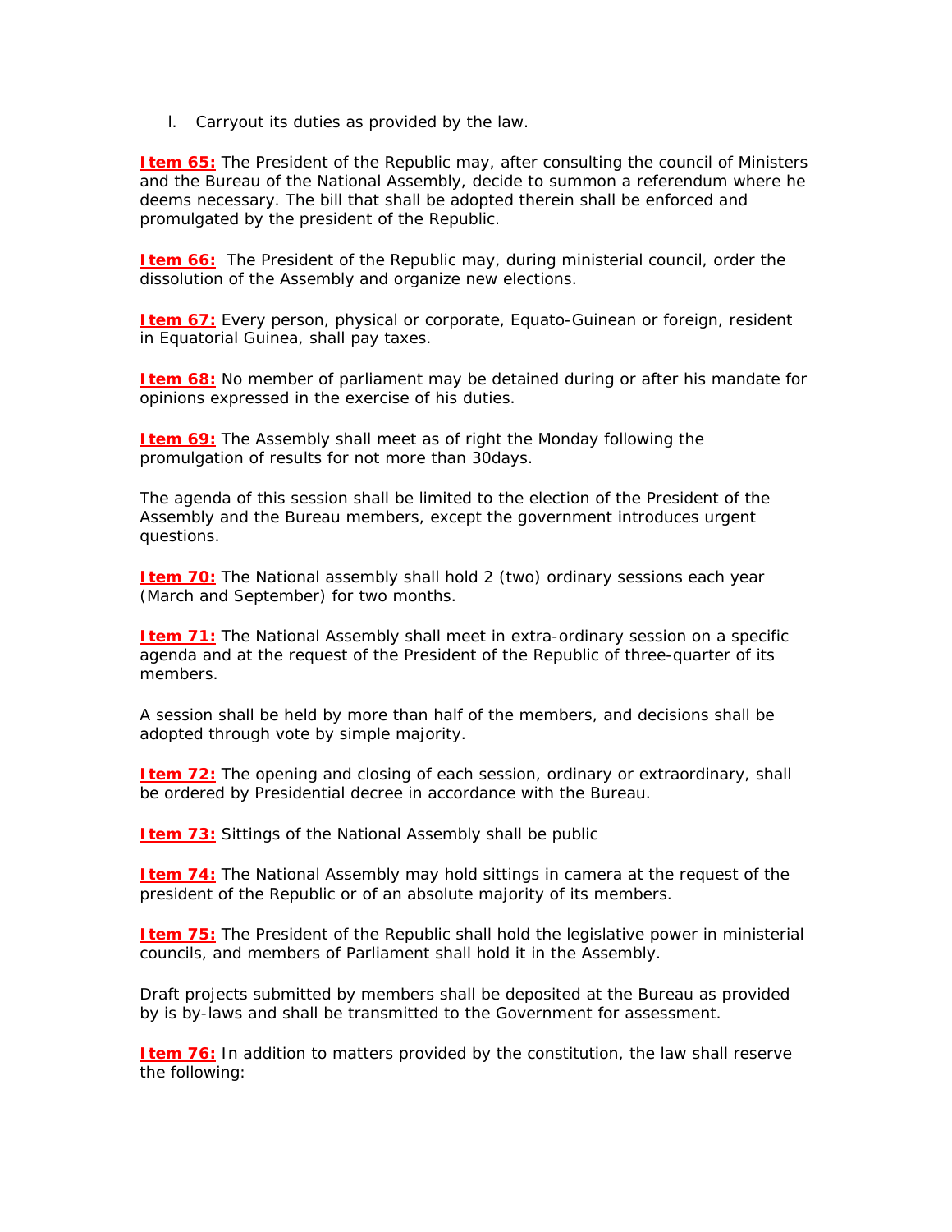l. Carryout its duties as provided by the law.

**Item 65:** The President of the Republic may, after consulting the council of Ministers and the Bureau of the National Assembly, decide to summon a referendum where he deems necessary. The bill that shall be adopted therein shall be enforced and promulgated by the president of the Republic.

**Item 66:** The President of the Republic may, during ministerial council, order the dissolution of the Assembly and organize new elections.

**Item 67:** Every person, physical or corporate, Equato-Guinean or foreign, resident in Equatorial Guinea, shall pay taxes.

**Item 68:** No member of parliament may be detained during or after his mandate for opinions expressed in the exercise of his duties.

**Item 69:** The Assembly shall meet as of right the Monday following the promulgation of results for not more than 30days.

The agenda of this session shall be limited to the election of the President of the Assembly and the Bureau members, except the government introduces urgent questions.

**Item 70:** The National assembly shall hold 2 (two) ordinary sessions each year (March and September) for two months.

**Item 71:** The National Assembly shall meet in extra-ordinary session on a specific agenda and at the request of the President of the Republic of three-quarter of its members.

A session shall be held by more than half of the members, and decisions shall be adopted through vote by simple majority.

**Item 72:** The opening and closing of each session, ordinary or extraordinary, shall be ordered by Presidential decree in accordance with the Bureau.

**Item 73:** Sittings of the National Assembly shall be public

**Item 74:** The National Assembly may hold sittings in camera at the request of the president of the Republic or of an absolute majority of its members.

**Item 75:** The President of the Republic shall hold the legislative power in ministerial councils, and members of Parliament shall hold it in the Assembly.

Draft projects submitted by members shall be deposited at the Bureau as provided by is by-laws and shall be transmitted to the Government for assessment.

**Item 76:** In addition to matters provided by the constitution, the law shall reserve the following: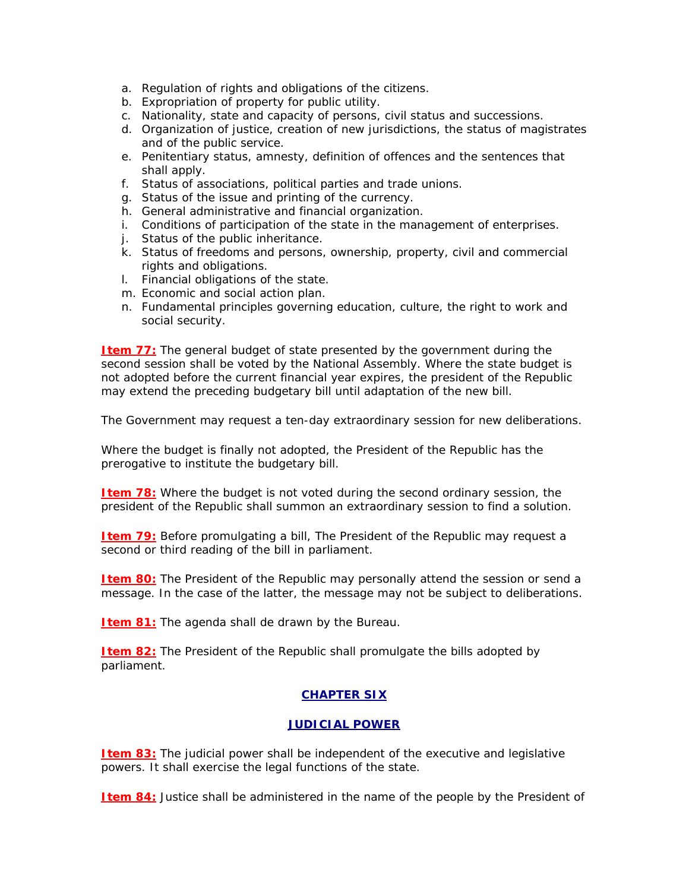a. Regulation of rights and obligations of the citizens.
b. Expropriation of property for public utility.
c. Nationality, state and capacity of persons, civil status and successions.
d. Organization of justice, creation of new jurisdictions, the status of magistrates and of the public service.
e. Penitentiary status, amnesty, definition of offences and the sentences that shall apply.
f. Status of associations, political parties and trade unions.
g. Status of the issue and printing of the currency.
h. General administrative and financial organization.
i. Conditions of participation of the state in the management of enterprises.
j. Status of the public inheritance.
k. Status of freedoms and persons, ownership, property, civil and commercial rights and obligations.
l. Financial obligations of the state.
m. Economic and social action plan.
n. Fundamental principles governing education, culture, the right to work and social security.

**Item 77:** The general budget of state presented by the government during the second session shall be voted by the National Assembly. Where the state budget is not adopted before the current financial year expires, the president of the Republic may extend the preceding budgetary bill until adaptation of the new bill.

The Government may request a ten-day extraordinary session for new deliberations.

Where the budget is finally not adopted, the President of the Republic has the prerogative to institute the budgetary bill.

**Item 78:** Where the budget is not voted during the second ordinary session, the president of the Republic shall summon an extraordinary session to find a solution.

**Item 79:** Before promulgating a bill, The President of the Republic may request a second or third reading of the bill in parliament.

**Item 80:** The President of the Republic may personally attend the session or send a message. In the case of the latter, the message may not be subject to deliberations.

**Item 81:** The agenda shall de drawn by the Bureau.

**Item 82:** The President of the Republic shall promulgate the bills adopted by parliament.

## CHAPTER SIX

## JUDICIAL POWER

**Item 83:** The judicial power shall be independent of the executive and legislative powers. It shall exercise the legal functions of the state.

**Item 84:** Justice shall be administered in the name of the people by the President of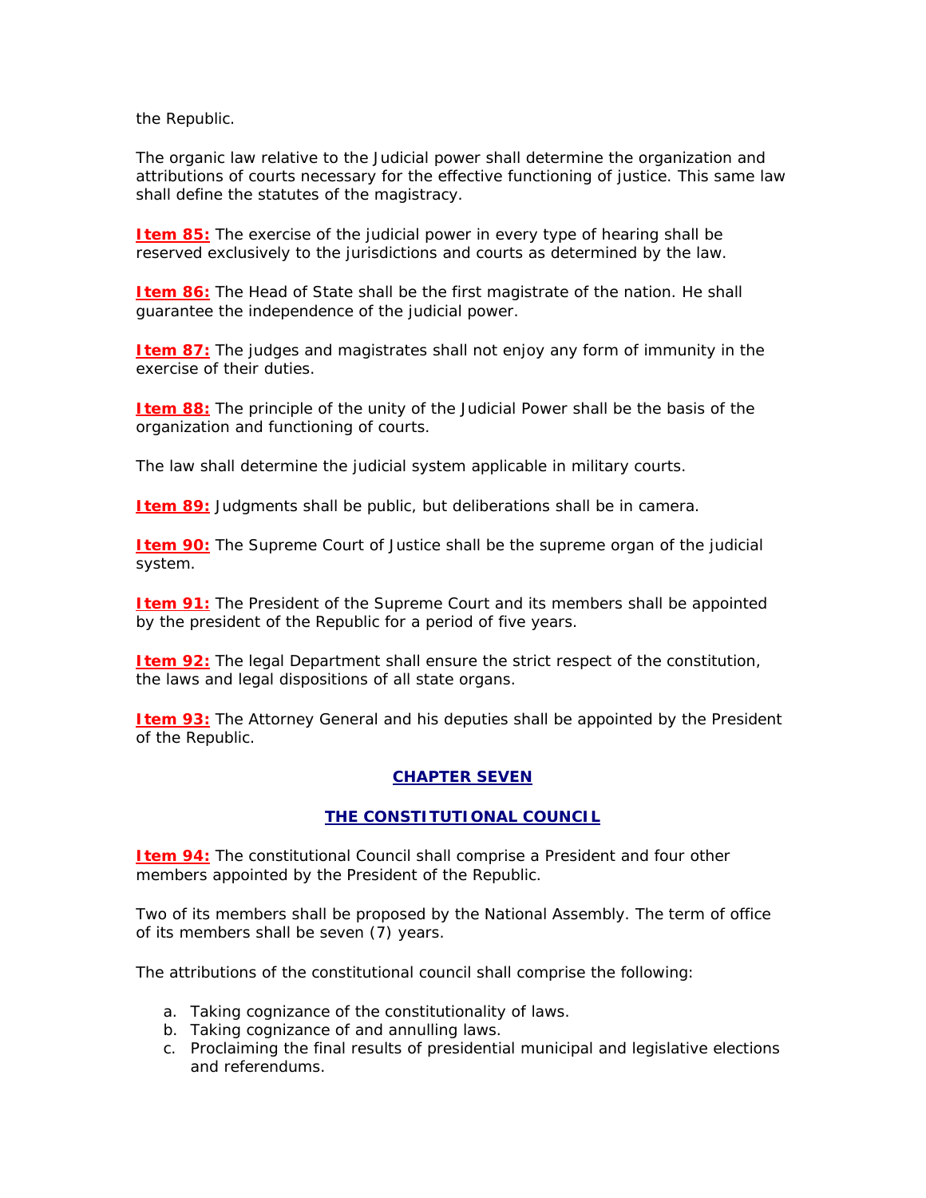the Republic.

The organic law relative to the Judicial power shall determine the organization and attributions of courts necessary for the effective functioning of justice. This same law shall define the statutes of the magistracy.

**Item 85:** The exercise of the judicial power in every type of hearing shall be reserved exclusively to the jurisdictions and courts as determined by the law.

**Item 86:** The Head of State shall be the first magistrate of the nation. He shall guarantee the independence of the judicial power.

**Item 87:** The judges and magistrates shall not enjoy any form of immunity in the exercise of their duties.

**Item 88:** The principle of the unity of the Judicial Power shall be the basis of the organization and functioning of courts.

The law shall determine the judicial system applicable in military courts.

**Item 89:** Judgments shall be public, but deliberations shall be in camera.

**Item 90:** The Supreme Court of Justice shall be the supreme organ of the judicial system.

**Item 91:** The President of the Supreme Court and its members shall be appointed by the president of the Republic for a period of five years.

**Item 92:** The legal Department shall ensure the strict respect of the constitution, the laws and legal dispositions of all state organs.

**Item 93:** The Attorney General and his deputies shall be appointed by the President of the Republic.

## CHAPTER SEVEN

## THE CONSTITUTIONAL COUNCIL

**Item 94:** The constitutional Council shall comprise a President and four other members appointed by the President of the Republic.

Two of its members shall be proposed by the National Assembly. The term of office of its members shall be seven (7) years.

The attributions of the constitutional council shall comprise the following:

a. Taking cognizance of the constitutionality of laws.
b. Taking cognizance of and annulling laws.
c. Proclaiming the final results of presidential municipal and legislative elections and referendums.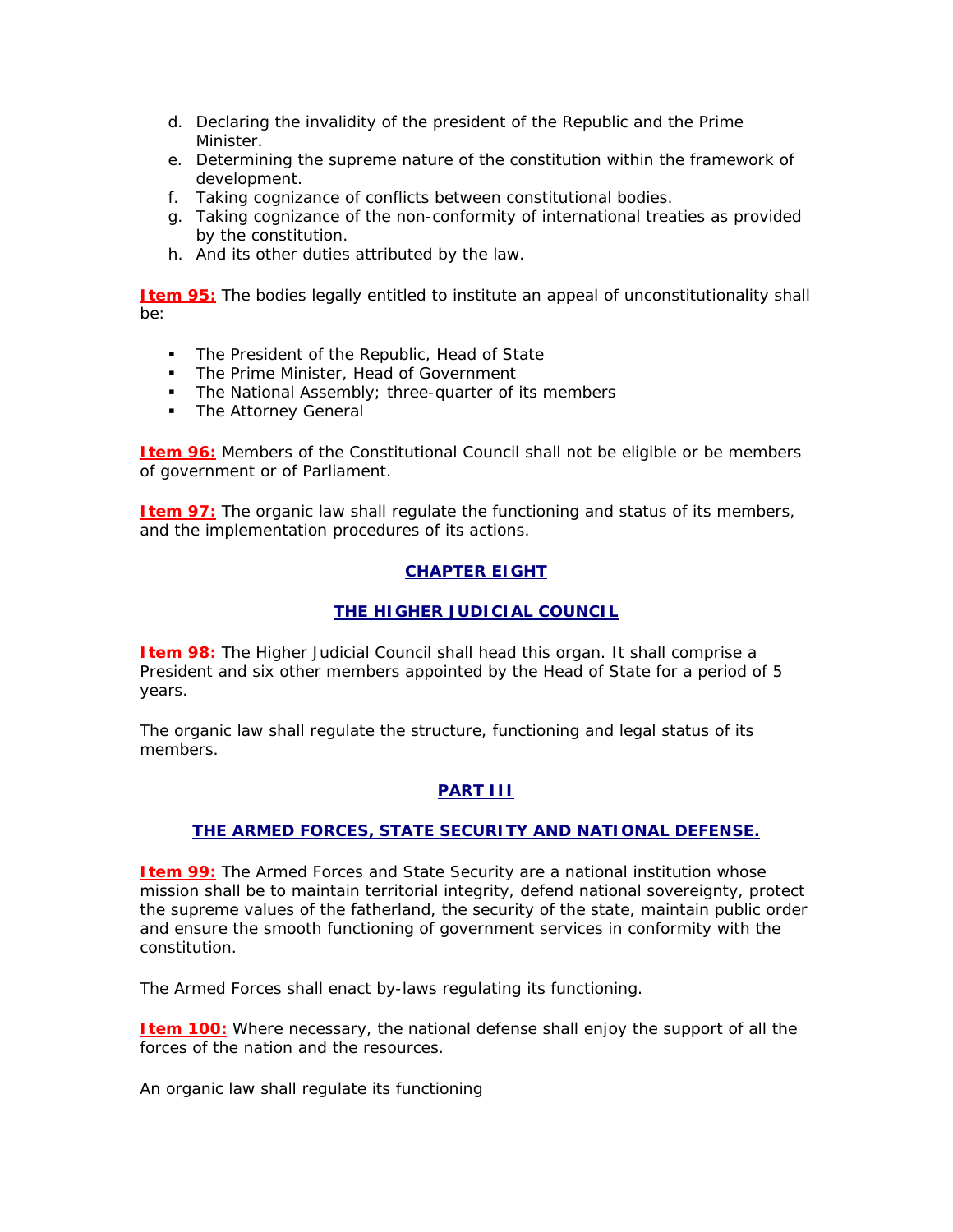d. Declaring the invalidity of the president of the Republic and the Prime Minister.
e. Determining the supreme nature of the constitution within the framework of development.
f. Taking cognizance of conflicts between constitutional bodies.
g. Taking cognizance of the non-conformity of international treaties as provided by the constitution.
h. And its other duties attributed by the law.

**Item 95:** The bodies legally entitled to institute an appeal of unconstitutionality shall be:

- The President of the Republic, Head of State
- The Prime Minister, Head of Government
- The National Assembly; three-quarter of its members
- The Attorney General

**Item 96:** Members of the Constitutional Council shall not be eligible or be members of government or of Parliament.

**Item 97:** The organic law shall regulate the functioning and status of its members, and the implementation procedures of its actions.

## CHAPTER EIGHT

## THE HIGHER JUDICIAL COUNCIL

**Item 98:** The Higher Judicial Council shall head this organ. It shall comprise a President and six other members appointed by the Head of State for a period of 5 years.

The organic law shall regulate the structure, functioning and legal status of its members.

# PART III

## THE ARMED FORCES, STATE SECURITY AND NATIONAL DEFENSE.

**Item 99:** The Armed Forces and State Security are a national institution whose mission shall be to maintain territorial integrity, defend national sovereignty, protect the supreme values of the fatherland, the security of the state, maintain public order and ensure the smooth functioning of government services in conformity with the constitution.

The Armed Forces shall enact by-laws regulating its functioning.

**Item 100:** Where necessary, the national defense shall enjoy the support of all the forces of the nation and the resources.

An organic law shall regulate its functioning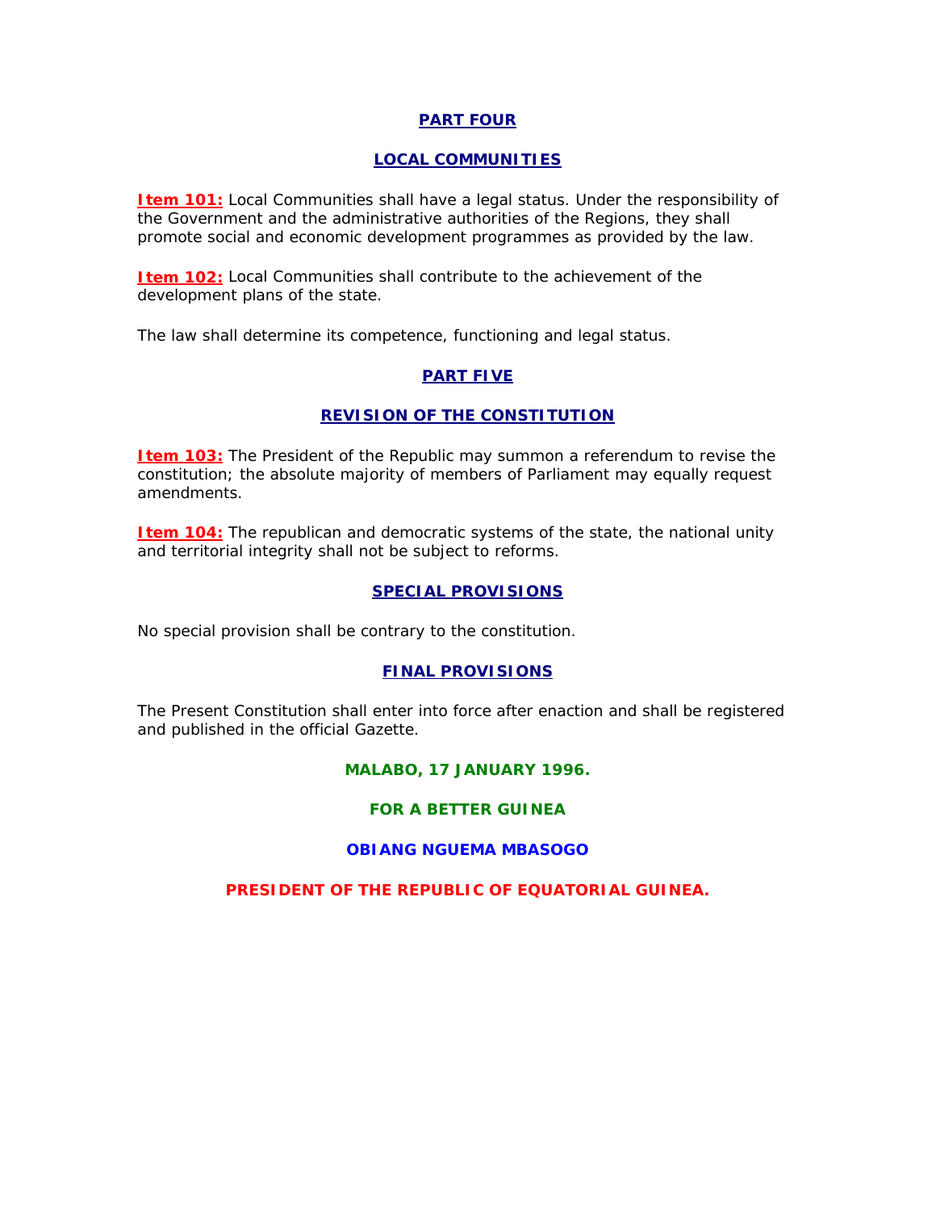## PART FOUR

## LOCAL COMMUNITIES

**Item 101:** Local Communities shall have a legal status. Under the responsibility of the Government and the administrative authorities of the Regions, they shall promote social and economic development programmes as provided by the law.

**Item 102:** Local Communities shall contribute to the achievement of the development plans of the state.

The law shall determine its competence, functioning and legal status.

## PART FIVE

## REVISION OF THE CONSTITUTION

**Item 103:** The President of the Republic may summon a referendum to revise the constitution; the absolute majority of members of Parliament may equally request amendments.

**Item 104:** The republican and democratic systems of the state, the national unity and territorial integrity shall not be subject to reforms.

## SPECIAL PROVISIONS

No special provision shall be contrary to the constitution.

## FINAL PROVISIONS

The Present Constitution shall enter into force after enaction and shall be registered and published in the official Gazette.

**MALABO, 17 JANUARY 1996.**

**FOR A BETTER GUINEA**

**OBIANG NGUEMA MBASOGO**

**PRESIDENT OF THE REPUBLIC OF EQUATORIAL GUINEA.**